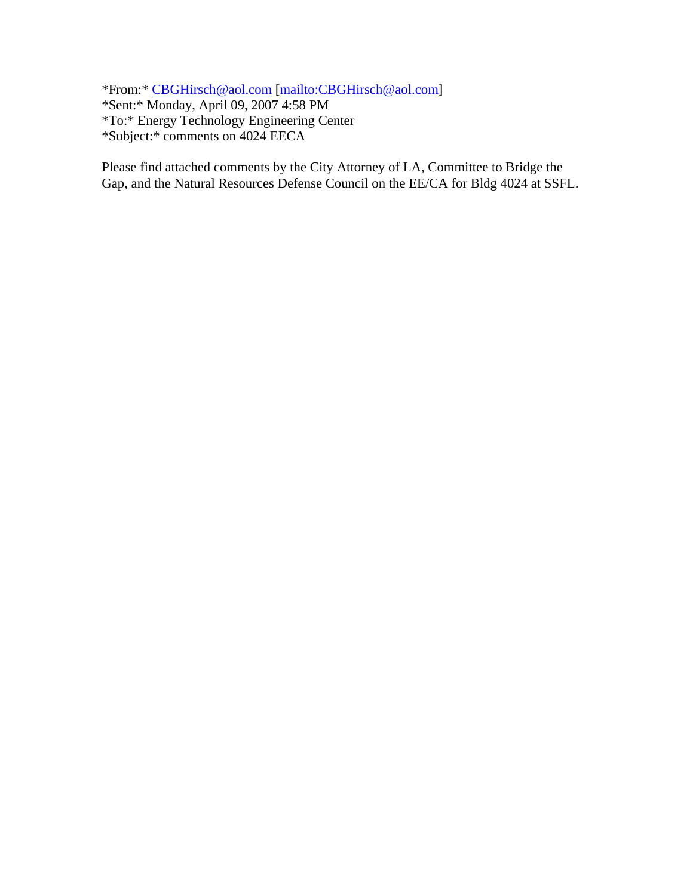*From:* CBGHirsch@aol.com [mailto:CBGHirsch@aol.com]
*Sent:* Monday, April 09, 2007 4:58 PM
*To:* Energy Technology Engineering Center
*Subject:* comments on 4024 EECA

Please find attached comments by the City Attorney of LA, Committee to Bridge the Gap, and the Natural Resources Defense Council on the EE/CA for Bldg 4024 at SSFL.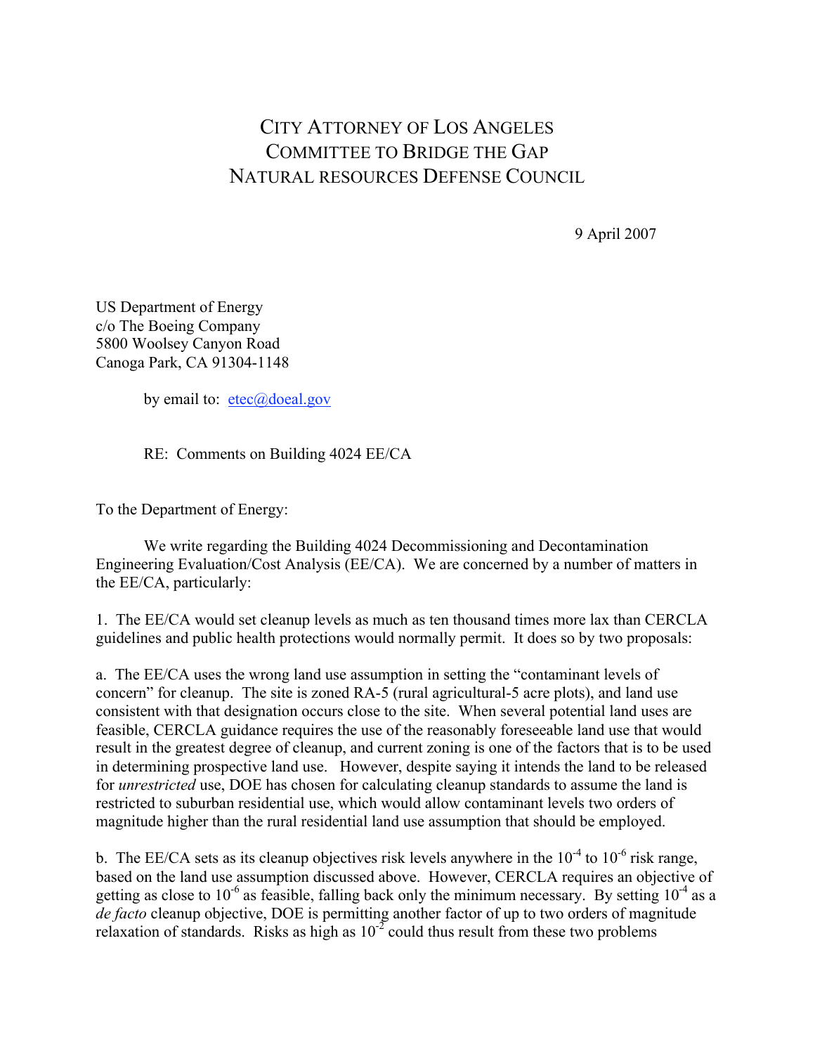# CITY ATTORNEY OF LOS ANGELES
# COMMITTEE TO BRIDGE THE GAP
# NATURAL RESOURCES DEFENSE COUNCIL

9 April 2007

US Department of Energy
c/o The Boeing Company
5800 Woolsey Canyon Road
Canoga Park, CA 91304-1148

by email to: etec@doeal.gov

RE: Comments on Building 4024 EE/CA

To the Department of Energy:

We write regarding the Building 4024 Decommissioning and Decontamination Engineering Evaluation/Cost Analysis (EE/CA). We are concerned by a number of matters in the EE/CA, particularly:

1. The EE/CA would set cleanup levels as much as ten thousand times more lax than CERCLA guidelines and public health protections would normally permit. It does so by two proposals:

a. The EE/CA uses the wrong land use assumption in setting the "contaminant levels of concern" for cleanup. The site is zoned RA-5 (rural agricultural-5 acre plots), and land use consistent with that designation occurs close to the site. When several potential land uses are feasible, CERCLA guidance requires the use of the reasonably foreseeable land use that would result in the greatest degree of cleanup, and current zoning is one of the factors that is to be used in determining prospective land use. However, despite saying it intends the land to be released for *unrestricted* use, DOE has chosen for calculating cleanup standards to assume the land is restricted to suburban residential use, which would allow contaminant levels two orders of magnitude higher than the rural residential land use assumption that should be employed.

b. The EE/CA sets as its cleanup objectives risk levels anywhere in the $10^{-4}$ to $10^{-6}$ risk range, based on the land use assumption discussed above. However, CERCLA requires an objective of getting as close to $10^{-6}$ as feasible, falling back only the minimum necessary. By setting $10^{-4}$ as a *de facto* cleanup objective, DOE is permitting another factor of up to two orders of magnitude relaxation of standards. Risks as high as $10^{-2}$ could thus result from these two problems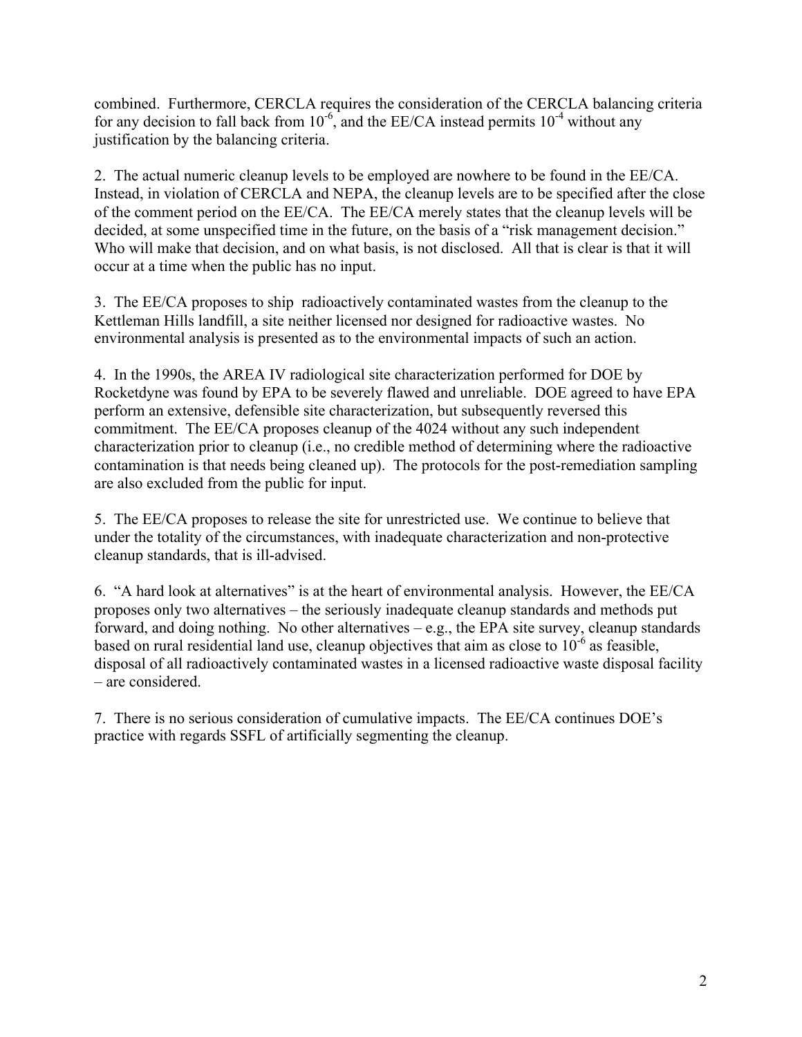combined. Furthermore, CERCLA requires the consideration of the CERCLA balancing criteria for any decision to fall back from $10^{-6}$, and the EE/CA instead permits $10^{-4}$ without any justification by the balancing criteria.

2. The actual numeric cleanup levels to be employed are nowhere to be found in the EE/CA. Instead, in violation of CERCLA and NEPA, the cleanup levels are to be specified after the close of the comment period on the EE/CA. The EE/CA merely states that the cleanup levels will be decided, at some unspecified time in the future, on the basis of a "risk management decision." Who will make that decision, and on what basis, is not disclosed. All that is clear is that it will occur at a time when the public has no input.

3. The EE/CA proposes to ship radioactively contaminated wastes from the cleanup to the Kettleman Hills landfill, a site neither licensed nor designed for radioactive wastes. No environmental analysis is presented as to the environmental impacts of such an action.

4. In the 1990s, the AREA IV radiological site characterization performed for DOE by Rocketdyne was found by EPA to be severely flawed and unreliable. DOE agreed to have EPA perform an extensive, defensible site characterization, but subsequently reversed this commitment. The EE/CA proposes cleanup of the 4024 without any such independent characterization prior to cleanup (i.e., no credible method of determining where the radioactive contamination is that needs being cleaned up). The protocols for the post-remediation sampling are also excluded from the public for input.

5. The EE/CA proposes to release the site for unrestricted use. We continue to believe that under the totality of the circumstances, with inadequate characterization and non-protective cleanup standards, that is ill-advised.

6. "A hard look at alternatives" is at the heart of environmental analysis. However, the EE/CA proposes only two alternatives – the seriously inadequate cleanup standards and methods put forward, and doing nothing. No other alternatives – e.g., the EPA site survey, cleanup standards based on rural residential land use, cleanup objectives that aim as close to $10^{-6}$ as feasible, disposal of all radioactively contaminated wastes in a licensed radioactive waste disposal facility – are considered.

7. There is no serious consideration of cumulative impacts. The EE/CA continues DOE's practice with regards SSFL of artificially segmenting the cleanup.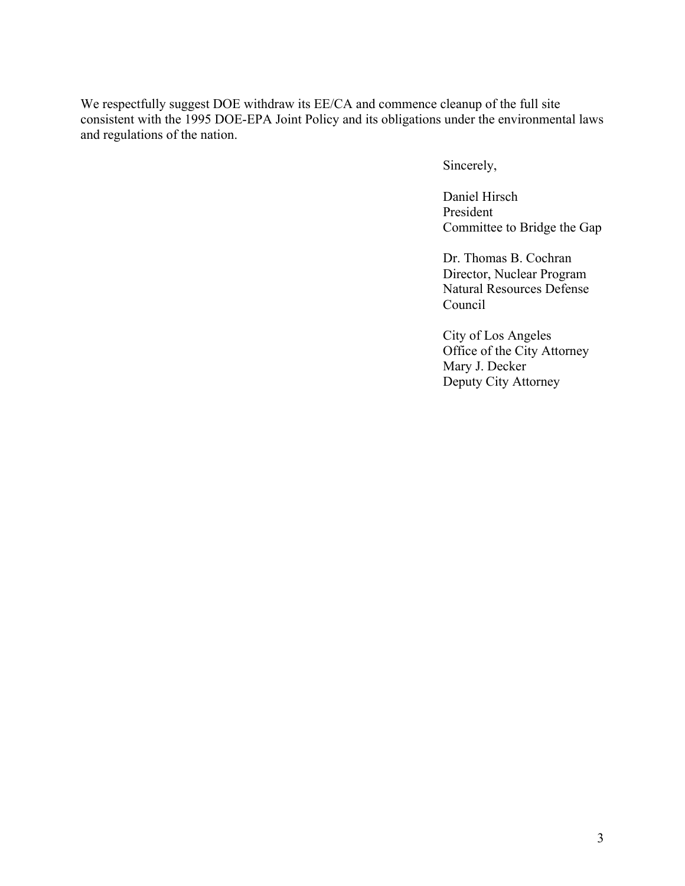We respectfully suggest DOE withdraw its EE/CA and commence cleanup of the full site consistent with the 1995 DOE-EPA Joint Policy and its obligations under the environmental laws and regulations of the nation.

Sincerely,

Daniel Hirsch
President
Committee to Bridge the Gap

Dr. Thomas B. Cochran
Director, Nuclear Program
Natural Resources Defense Council

City of Los Angeles
Office of the City Attorney
Mary J. Decker
Deputy City Attorney